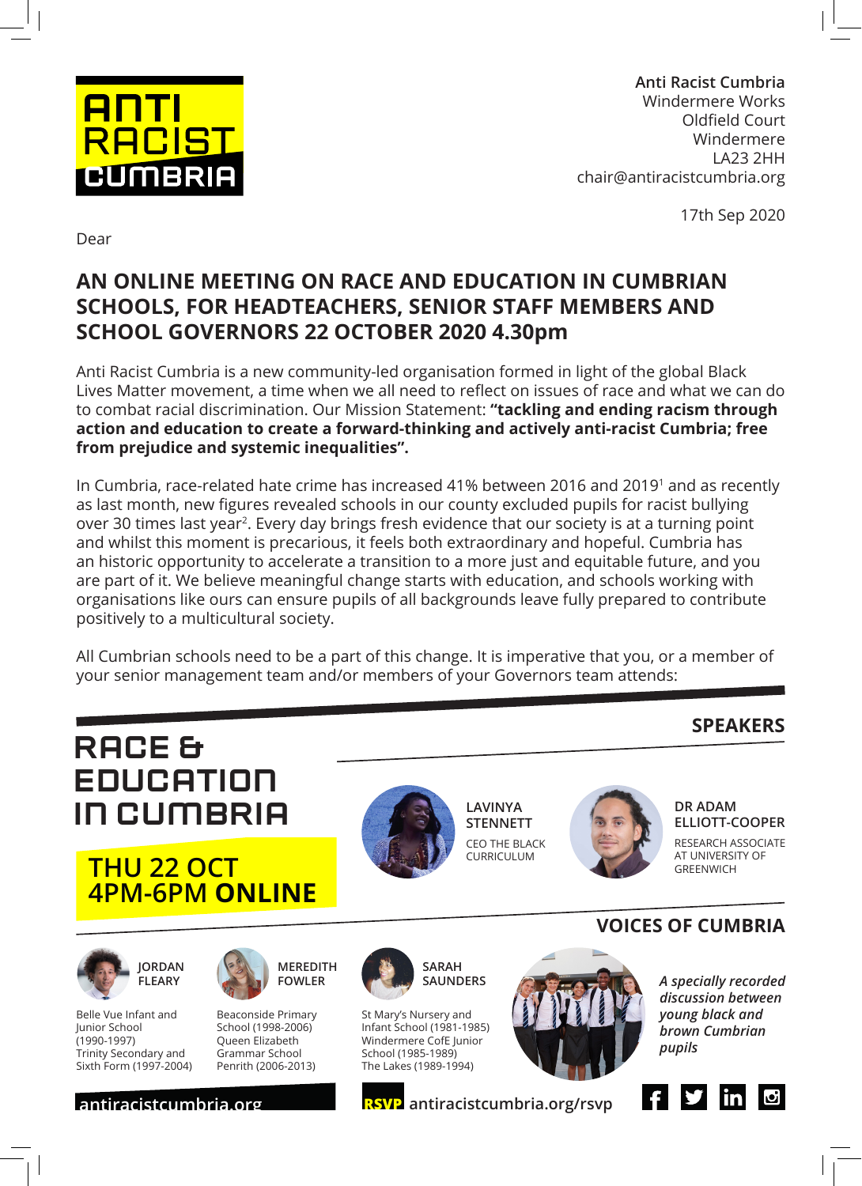**ANTI RACIST CUMBRIA**

Anti Racist Cumbria
Windermere Works
Oldfield Court
Windermere
LA23 2HH
chair@antiracistcumbria.org

17th Sep 2020

Dear

## AN ONLINE MEETING ON RACE AND EDUCATION IN CUMBRIAN SCHOOLS, FOR HEADTEACHERS, SENIOR STAFF MEMBERS AND SCHOOL GOVERNORS 22 OCTOBER 2020 4.30pm

Anti Racist Cumbria is a new community-led organisation formed in light of the global Black Lives Matter movement, a time when we all need to reflect on issues of race and what we can do to combat racial discrimination. Our Mission Statement: **"tackling and ending racism through action and education to create a forward-thinking and actively anti-racist Cumbria; free from prejudice and systemic inequalities".**

In Cumbria, race-related hate crime has increased 41% between 2016 and 2019[1] and as recently as last month, new figures revealed schools in our county excluded pupils for racist bullying over 30 times last year[2]. Every day brings fresh evidence that our society is at a turning point and whilst this moment is precarious, it feels both extraordinary and hopeful. Cumbria has an historic opportunity to accelerate a transition to a more just and equitable future, and you are part of it. We believe meaningful change starts with education, and schools working with organisations like ours can ensure pupils of all backgrounds leave fully prepared to contribute positively to a multicultural society.

All Cumbrian schools need to be a part of this change. It is imperative that you, or a member of your senior management team and/or members of your Governors team attends:

## RACE & EDUCATION IN CUMBRIA

**THU 22 OCT**
**4PM-6PM ONLINE**

### SPEAKERS

**LAVINYA STENNETT**
CEO THE BLACK CURRICULUM

**DR ADAM ELLIOTT-COOPER**
RESEARCH ASSOCIATE AT UNIVERSITY OF GREENWICH

### VOICES OF CUMBRIA

**JORDAN FLEARY**
Belle Vue Infant and Junior School (1990-1997)
Trinity Secondary and Sixth Form (1997-2004)

**MEREDITH FOWLER**
Beaconside Primary School (1998-2006)
Queen Elizabeth Grammar School Penrith (2006-2013)

**SARAH SAUNDERS**
St Mary's Nursery and Infant School (1981-1985)
Windermere CofE Junior School (1985-1989)
The Lakes (1989-1994)

*A specially recorded discussion between young black and brown Cumbrian pupils*

antiracistcumbria.org

**RSVP** antiracistcumbria.org/rsvp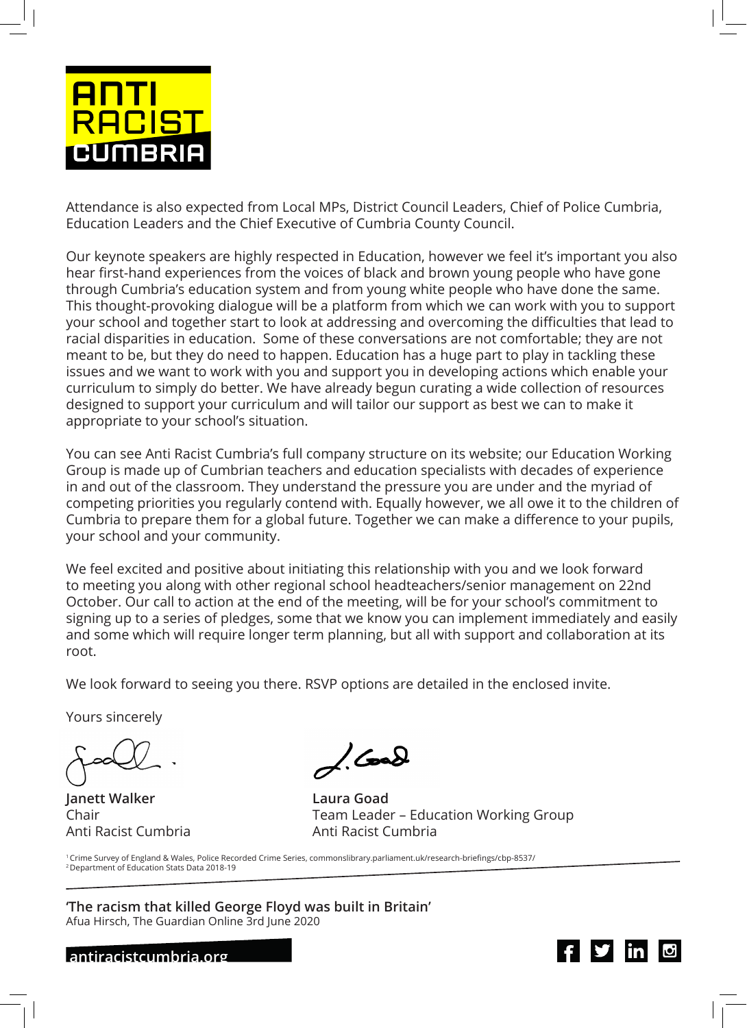ANTI RACIST CUMBRIA

Attendance is also expected from Local MPs, District Council Leaders, Chief of Police Cumbria, Education Leaders and the Chief Executive of Cumbria County Council.

Our keynote speakers are highly respected in Education, however we feel it's important you also hear first-hand experiences from the voices of black and brown young people who have gone through Cumbria's education system and from young white people who have done the same. This thought-provoking dialogue will be a platform from which we can work with you to support your school and together start to look at addressing and overcoming the difficulties that lead to racial disparities in education. Some of these conversations are not comfortable; they are not meant to be, but they do need to happen. Education has a huge part to play in tackling these issues and we want to work with you and support you in developing actions which enable your curriculum to simply do better. We have already begun curating a wide collection of resources designed to support your curriculum and will tailor our support as best we can to make it appropriate to your school's situation.

You can see Anti Racist Cumbria's full company structure on its website; our Education Working Group is made up of Cumbrian teachers and education specialists with decades of experience in and out of the classroom. They understand the pressure you are under and the myriad of competing priorities you regularly contend with. Equally however, we all owe it to the children of Cumbria to prepare them for a global future. Together we can make a difference to your pupils, your school and your community.

We feel excited and positive about initiating this relationship with you and we look forward to meeting you along with other regional school headteachers/senior management on 22nd October. Our call to action at the end of the meeting, will be for your school's commitment to signing up to a series of pledges, some that we know you can implement immediately and easily and some which will require longer term planning, but all with support and collaboration at its root.

We look forward to seeing you there. RSVP options are detailed in the enclosed invite.

Yours sincerely

**Janett Walker**
Chair
Anti Racist Cumbria

**Laura Goad**
Team Leader – Education Working Group
Anti Racist Cumbria

[1] Crime Survey of England & Wales, Police Recorded Crime Series, commonslibrary.parliament.uk/research-briefings/cbp-8537/
[2] Department of Education Stats Data 2018-19

**'The racism that killed George Floyd was built in Britain'**
Afua Hirsch, The Guardian Online 3rd June 2020

antiracistcumbria.org